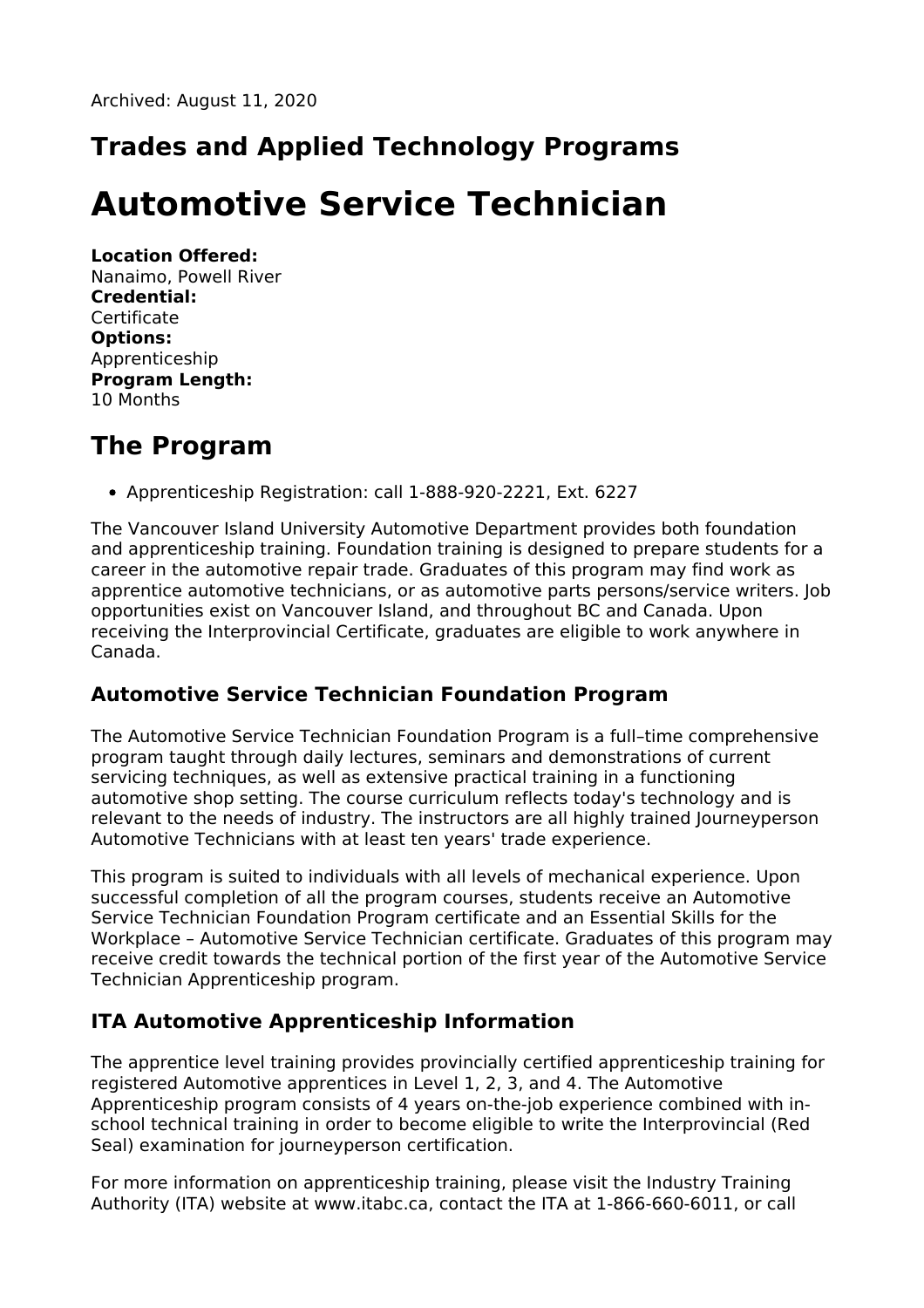Archived: August 11, 2020

## Trades and Applied Technology Programs

# Automotive Service Technician

**Location Offered:**
Nanaimo, Powell River
**Credential:**
Certificate
**Options:**
Apprenticeship
**Program Length:**
10 Months

## The Program

- Apprenticeship Registration: call 1-888-920-2221, Ext. 6227

The Vancouver Island University Automotive Department provides both foundation and apprenticeship training. Foundation training is designed to prepare students for a career in the automotive repair trade. Graduates of this program may find work as apprentice automotive technicians, or as automotive parts persons/service writers. Job opportunities exist on Vancouver Island, and throughout BC and Canada. Upon receiving the Interprovincial Certificate, graduates are eligible to work anywhere in Canada.

### Automotive Service Technician Foundation Program

The Automotive Service Technician Foundation Program is a full–time comprehensive program taught through daily lectures, seminars and demonstrations of current servicing techniques, as well as extensive practical training in a functioning automotive shop setting. The course curriculum reflects today's technology and is relevant to the needs of industry. The instructors are all highly trained Journeyperson Automotive Technicians with at least ten years' trade experience.

This program is suited to individuals with all levels of mechanical experience. Upon successful completion of all the program courses, students receive an Automotive Service Technician Foundation Program certificate and an Essential Skills for the Workplace – Automotive Service Technician certificate. Graduates of this program may receive credit towards the technical portion of the first year of the Automotive Service Technician Apprenticeship program.

### ITA Automotive Apprenticeship Information

The apprentice level training provides provincially certified apprenticeship training for registered Automotive apprentices in Level 1, 2, 3, and 4. The Automotive Apprenticeship program consists of 4 years on-the-job experience combined with in-school technical training in order to become eligible to write the Interprovincial (Red Seal) examination for journeyperson certification.

For more information on apprenticeship training, please visit the Industry Training Authority (ITA) website at www.itabc.ca, contact the ITA at 1-866-660-6011, or call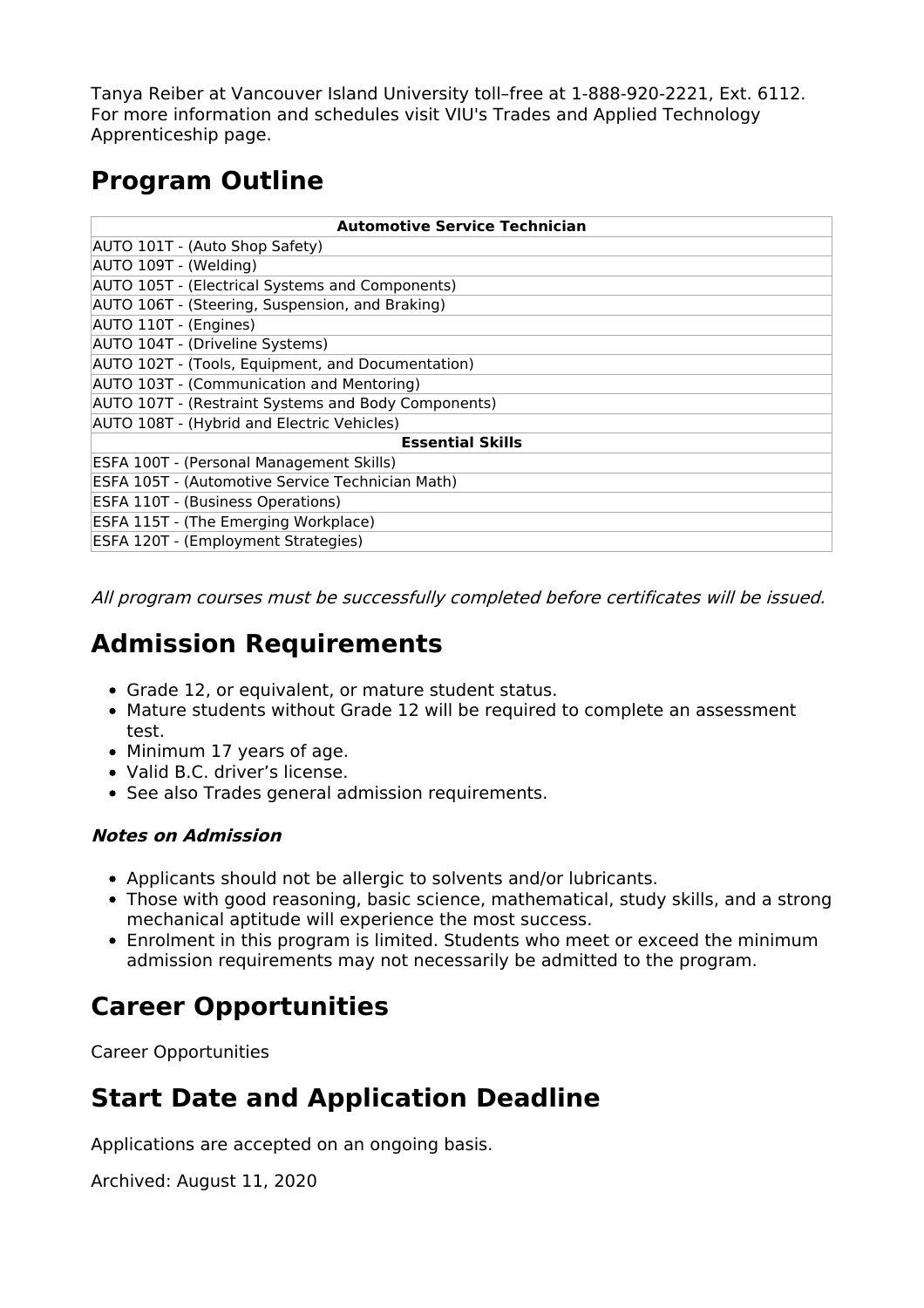Tanya Reiber at Vancouver Island University toll–free at 1-888-920-2221, Ext. 6112. For more information and schedules visit VIU's Trades and Applied Technology Apprenticeship page.

## Program Outline

| Automotive Service Technician |
| --- |
| AUTO 101T - (Auto Shop Safety) |
| AUTO 109T - (Welding) |
| AUTO 105T - (Electrical Systems and Components) |
| AUTO 106T - (Steering, Suspension, and Braking) |
| AUTO 110T - (Engines) |
| AUTO 104T - (Driveline Systems) |
| AUTO 102T - (Tools, Equipment, and Documentation) |
| AUTO 103T - (Communication and Mentoring) |
| AUTO 107T - (Restraint Systems and Body Components) |
| AUTO 108T - (Hybrid and Electric Vehicles) |
| **Essential Skills** |
| ESFA 100T - (Personal Management Skills) |
| ESFA 105T - (Automotive Service Technician Math) |
| ESFA 110T - (Business Operations) |
| ESFA 115T - (The Emerging Workplace) |
| ESFA 120T - (Employment Strategies) |

*All program courses must be successfully completed before certificates will be issued.*

## Admission Requirements

- Grade 12, or equivalent, or mature student status.
- Mature students without Grade 12 will be required to complete an assessment test.
- Minimum 17 years of age.
- Valid B.C. driver’s license.
- See also Trades general admission requirements.

#### *Notes on Admission*

- Applicants should not be allergic to solvents and/or lubricants.
- Those with good reasoning, basic science, mathematical, study skills, and a strong mechanical aptitude will experience the most success.
- Enrolment in this program is limited. Students who meet or exceed the minimum admission requirements may not necessarily be admitted to the program.

## Career Opportunities

Career Opportunities

## Start Date and Application Deadline

Applications are accepted on an ongoing basis.

Archived: August 11, 2020